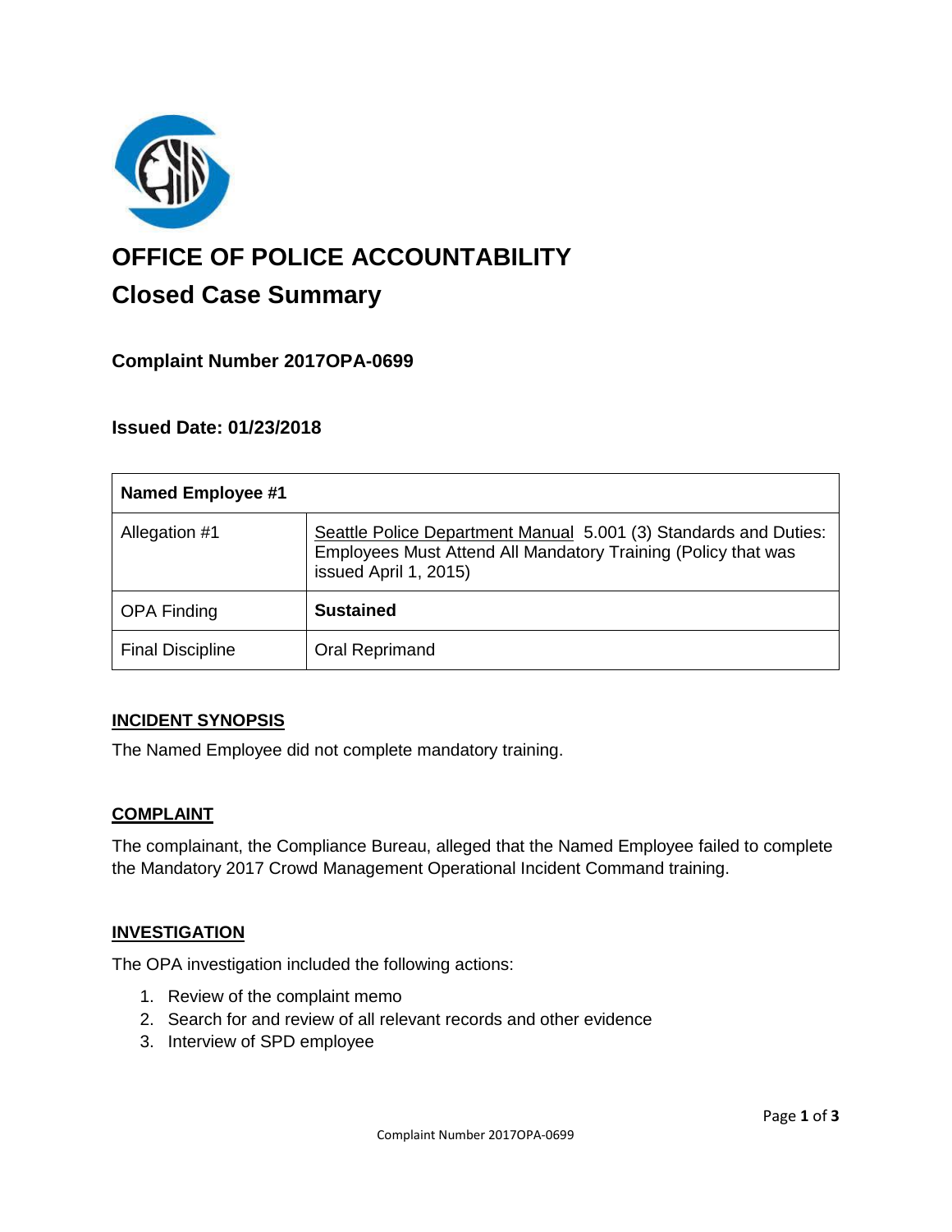# OFFICE OF POLICE ACCOUNTABILITY

## Closed Case Summary

### Complaint Number 2017OPA-0699

### Issued Date: 01/23/2018

| Named Employee #1 | |
|---|---|
| Allegation #1 | Seattle Police Department Manual 5.001 (3) Standards and Duties: Employees Must Attend All Mandatory Training (Policy that was issued April 1, 2015) |
| OPA Finding | **Sustained** |
| Final Discipline | Oral Reprimand |

## INCIDENT SYNOPSIS

The Named Employee did not complete mandatory training.

## COMPLAINT

The complainant, the Compliance Bureau, alleged that the Named Employee failed to complete the Mandatory 2017 Crowd Management Operational Incident Command training.

## INVESTIGATION

The OPA investigation included the following actions:

1. Review of the complaint memo
2. Search for and review of all relevant records and other evidence
3. Interview of SPD employee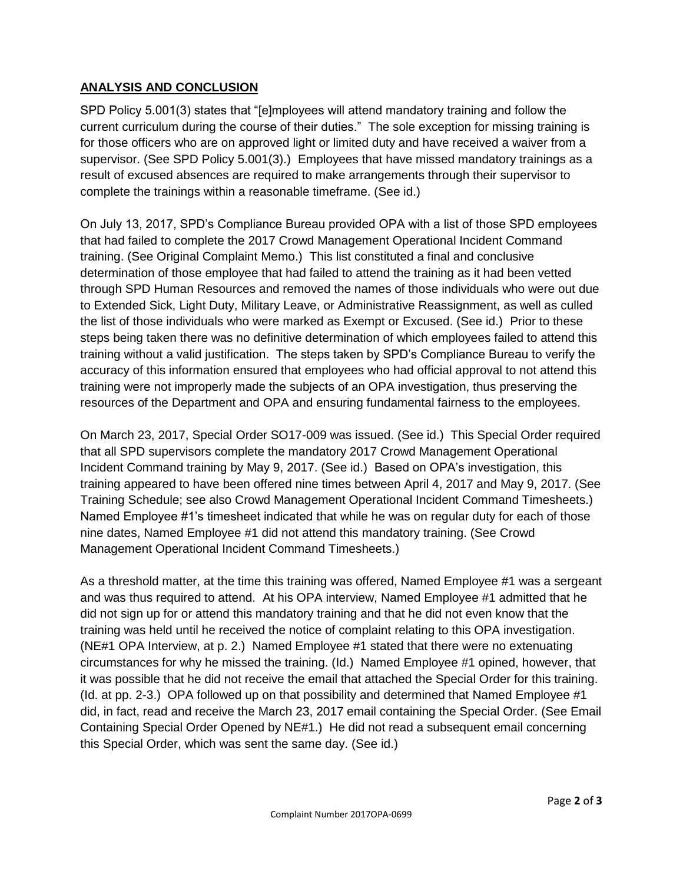## **ANALYSIS AND CONCLUSION**

SPD Policy 5.001(3) states that "[e]mployees will attend mandatory training and follow the current curriculum during the course of their duties." The sole exception for missing training is for those officers who are on approved light or limited duty and have received a waiver from a supervisor. (See SPD Policy 5.001(3).) Employees that have missed mandatory trainings as a result of excused absences are required to make arrangements through their supervisor to complete the trainings within a reasonable timeframe. (See id.)

On July 13, 2017, SPD's Compliance Bureau provided OPA with a list of those SPD employees that had failed to complete the 2017 Crowd Management Operational Incident Command training. (See Original Complaint Memo.) This list constituted a final and conclusive determination of those employee that had failed to attend the training as it had been vetted through SPD Human Resources and removed the names of those individuals who were out due to Extended Sick, Light Duty, Military Leave, or Administrative Reassignment, as well as culled the list of those individuals who were marked as Exempt or Excused. (See id.) Prior to these steps being taken there was no definitive determination of which employees failed to attend this training without a valid justification. The steps taken by SPD's Compliance Bureau to verify the accuracy of this information ensured that employees who had official approval to not attend this training were not improperly made the subjects of an OPA investigation, thus preserving the resources of the Department and OPA and ensuring fundamental fairness to the employees.

On March 23, 2017, Special Order SO17-009 was issued. (See id.) This Special Order required that all SPD supervisors complete the mandatory 2017 Crowd Management Operational Incident Command training by May 9, 2017. (See id.) Based on OPA's investigation, this training appeared to have been offered nine times between April 4, 2017 and May 9, 2017. (See Training Schedule; see also Crowd Management Operational Incident Command Timesheets.) Named Employee #1's timesheet indicated that while he was on regular duty for each of those nine dates, Named Employee #1 did not attend this mandatory training. (See Crowd Management Operational Incident Command Timesheets.)

As a threshold matter, at the time this training was offered, Named Employee #1 was a sergeant and was thus required to attend. At his OPA interview, Named Employee #1 admitted that he did not sign up for or attend this mandatory training and that he did not even know that the training was held until he received the notice of complaint relating to this OPA investigation. (NE#1 OPA Interview, at p. 2.) Named Employee #1 stated that there were no extenuating circumstances for why he missed the training. (Id.) Named Employee #1 opined, however, that it was possible that he did not receive the email that attached the Special Order for this training. (Id. at pp. 2-3.) OPA followed up on that possibility and determined that Named Employee #1 did, in fact, read and receive the March 23, 2017 email containing the Special Order. (See Email Containing Special Order Opened by NE#1.) He did not read a subsequent email concerning this Special Order, which was sent the same day. (See id.)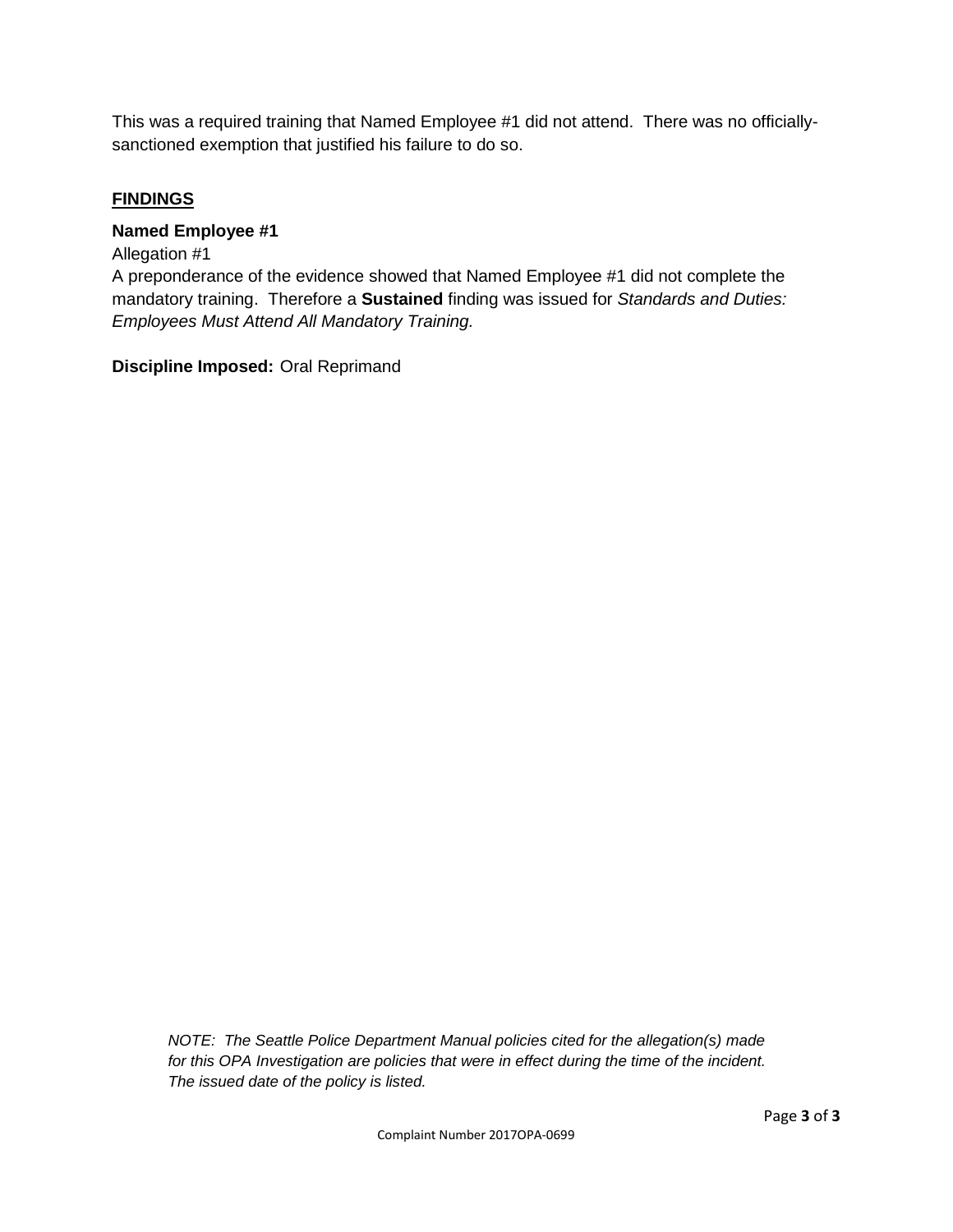This was a required training that Named Employee #1 did not attend. There was no officially-sanctioned exemption that justified his failure to do so.

## FINDINGS

**Named Employee #1**

Allegation #1

A preponderance of the evidence showed that Named Employee #1 did not complete the mandatory training. Therefore a **Sustained** finding was issued for *Standards and Duties: Employees Must Attend All Mandatory Training.*

**Discipline Imposed:** Oral Reprimand

*NOTE: The Seattle Police Department Manual policies cited for the allegation(s) made for this OPA Investigation are policies that were in effect during the time of the incident. The issued date of the policy is listed.*

Complaint Number 2017OPA-0699